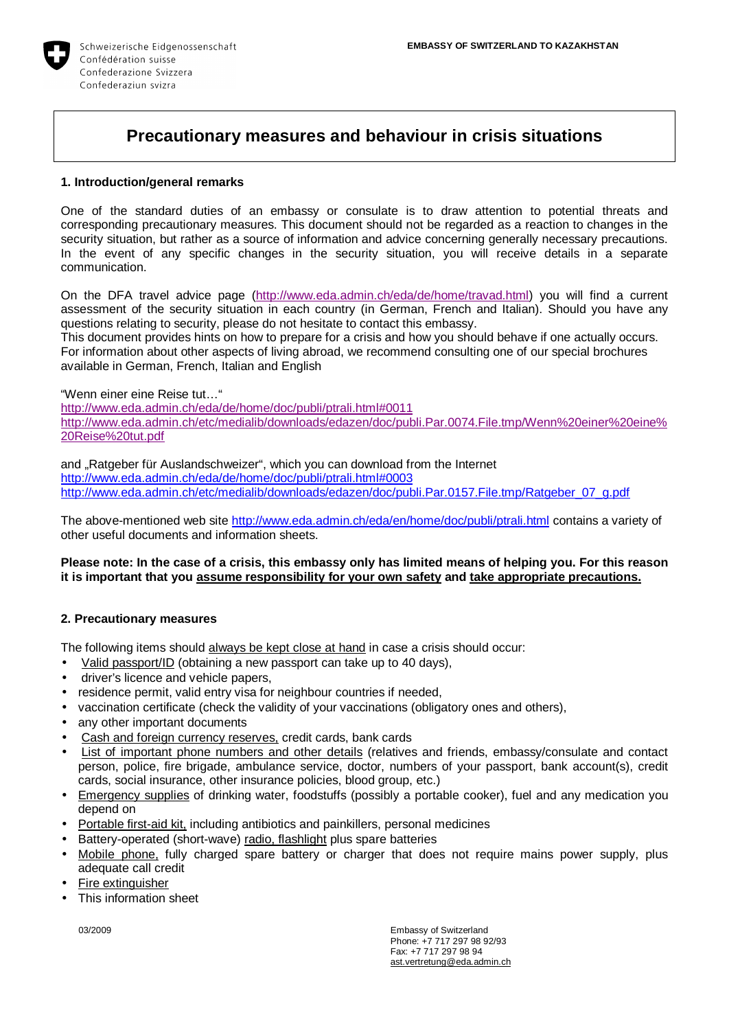Schweizerische Eidgenossenschaft
Confédération suisse
Confederazione Svizzera
Confederaziun svizra

**EMBASSY OF SWITZERLAND TO KAZAKHSTAN**

# Precautionary measures and behaviour in crisis situations

### 1. Introduction/general remarks

One of the standard duties of an embassy or consulate is to draw attention to potential threats and corresponding precautionary measures. This document should not be regarded as a reaction to changes in the security situation, but rather as a source of information and advice concerning generally necessary precautions. In the event of any specific changes in the security situation, you will receive details in a separate communication.

On the DFA travel advice page (http://www.eda.admin.ch/eda/de/home/travad.html) you will find a current assessment of the security situation in each country (in German, French and Italian). Should you have any questions relating to security, please do not hesitate to contact this embassy.
This document provides hints on how to prepare for a crisis and how you should behave if one actually occurs. For information about other aspects of living abroad, we recommend consulting one of our special brochures available in German, French, Italian and English

"Wenn einer eine Reise tut…"
http://www.eda.admin.ch/eda/de/home/doc/publi/ptrali.html#0011
http://www.eda.admin.ch/etc/medialib/downloads/edazen/doc/publi.Par.0074.File.tmp/Wenn%20einer%20eine%20Reise%20tut.pdf

and „Ratgeber für Auslandschweizer", which you can download from the Internet
http://www.eda.admin.ch/eda/de/home/doc/publi/ptrali.html#0003
http://www.eda.admin.ch/etc/medialib/downloads/edazen/doc/publi.Par.0157.File.tmp/Ratgeber_07_g.pdf

The above-mentioned web site http://www.eda.admin.ch/eda/en/home/doc/publi/ptrali.html contains a variety of other useful documents and information sheets.

**Please note: In the case of a crisis, this embassy only has limited means of helping you. For this reason it is important that you assume responsibility for your own safety and take appropriate precautions.**

### 2. Precautionary measures

The following items should always be kept close at hand in case a crisis should occur:

- Valid passport/ID (obtaining a new passport can take up to 40 days),
- driver's licence and vehicle papers,
- residence permit, valid entry visa for neighbour countries if needed,
- vaccination certificate (check the validity of your vaccinations (obligatory ones and others),
- any other important documents
- Cash and foreign currency reserves, credit cards, bank cards
- List of important phone numbers and other details (relatives and friends, embassy/consulate and contact person, police, fire brigade, ambulance service, doctor, numbers of your passport, bank account(s), credit cards, social insurance, other insurance policies, blood group, etc.)
- Emergency supplies of drinking water, foodstuffs (possibly a portable cooker), fuel and any medication you depend on
- Portable first-aid kit, including antibiotics and painkillers, personal medicines
- Battery-operated (short-wave) radio, flashlight plus spare batteries
- Mobile phone, fully charged spare battery or charger that does not require mains power supply, plus adequate call credit
- Fire extinguisher
- This information sheet

03/2009

Embassy of Switzerland
Phone: +7 717 297 98 92/93
Fax: +7 717 297 98 94
ast.vertretung@eda.admin.ch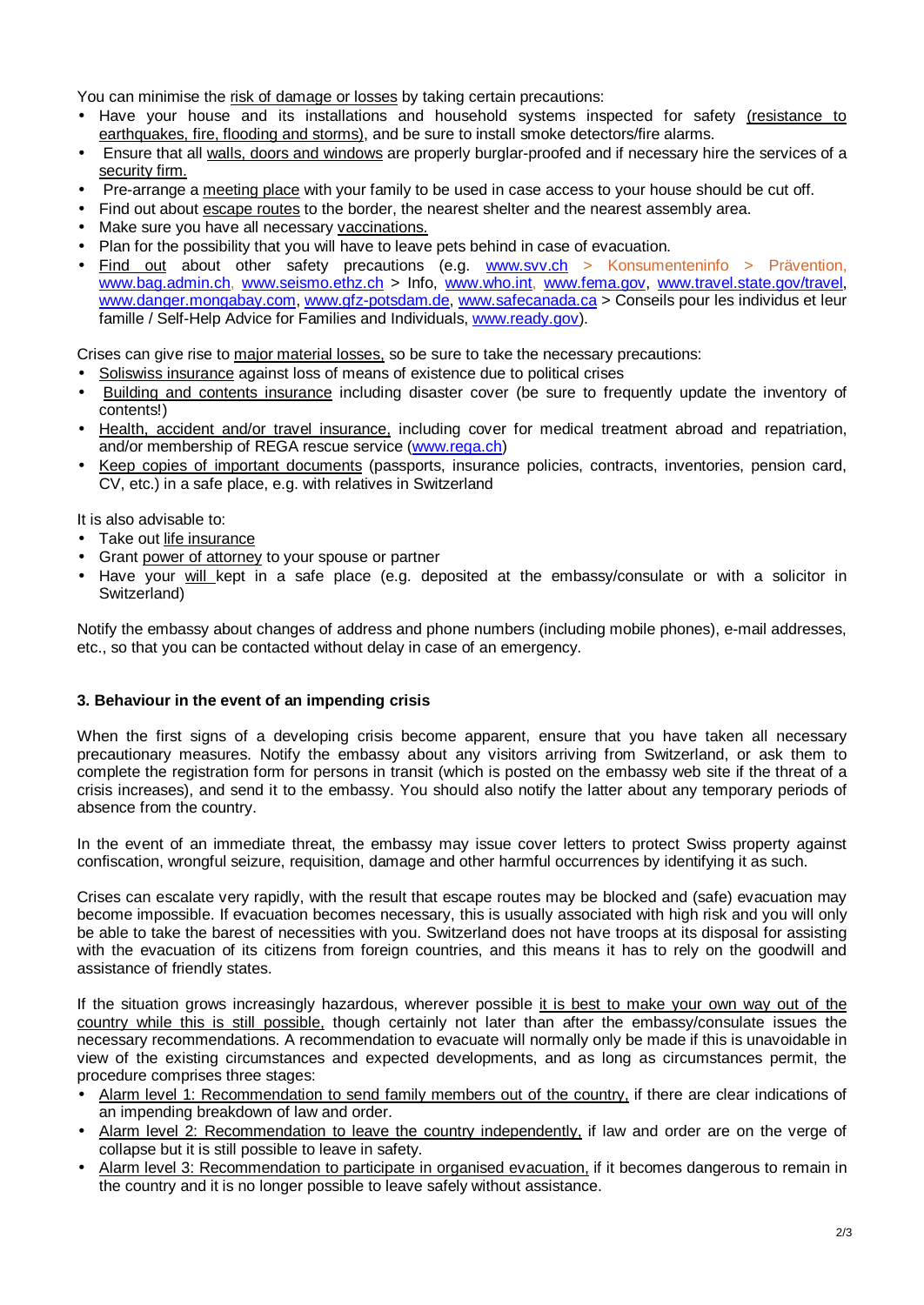You can minimise the risk of damage or losses by taking certain precautions:

- Have your house and its installations and household systems inspected for safety (resistance to earthquakes, fire, flooding and storms), and be sure to install smoke detectors/fire alarms.
- Ensure that all walls, doors and windows are properly burglar-proofed and if necessary hire the services of a security firm.
- Pre-arrange a meeting place with your family to be used in case access to your house should be cut off.
- Find out about escape routes to the border, the nearest shelter and the nearest assembly area.
- Make sure you have all necessary vaccinations.
- Plan for the possibility that you will have to leave pets behind in case of evacuation.
- Find out about other safety precautions (e.g. www.svv.ch > Konsumenteninfo > Prävention, www.bag.admin.ch, www.seismo.ethz.ch > Info, www.who.int, www.fema.gov, www.travel.state.gov/travel, www.danger.mongabay.com, www.gfz-potsdam.de, www.safecanada.ca > Conseils pour les individus et leur famille / Self-Help Advice for Families and Individuals, www.ready.gov).

Crises can give rise to major material losses, so be sure to take the necessary precautions:

- Soliswiss insurance against loss of means of existence due to political crises
- Building and contents insurance including disaster cover (be sure to frequently update the inventory of contents!)
- Health, accident and/or travel insurance, including cover for medical treatment abroad and repatriation, and/or membership of REGA rescue service (www.rega.ch)
- Keep copies of important documents (passports, insurance policies, contracts, inventories, pension card, CV, etc.) in a safe place, e.g. with relatives in Switzerland

It is also advisable to:

- Take out life insurance
- Grant power of attorney to your spouse or partner
- Have your will kept in a safe place (e.g. deposited at the embassy/consulate or with a solicitor in Switzerland)

Notify the embassy about changes of address and phone numbers (including mobile phones), e-mail addresses, etc., so that you can be contacted without delay in case of an emergency.

### 3. Behaviour in the event of an impending crisis

When the first signs of a developing crisis become apparent, ensure that you have taken all necessary precautionary measures. Notify the embassy about any visitors arriving from Switzerland, or ask them to complete the registration form for persons in transit (which is posted on the embassy web site if the threat of a crisis increases), and send it to the embassy. You should also notify the latter about any temporary periods of absence from the country.

In the event of an immediate threat, the embassy may issue cover letters to protect Swiss property against confiscation, wrongful seizure, requisition, damage and other harmful occurrences by identifying it as such.

Crises can escalate very rapidly, with the result that escape routes may be blocked and (safe) evacuation may become impossible. If evacuation becomes necessary, this is usually associated with high risk and you will only be able to take the barest of necessities with you. Switzerland does not have troops at its disposal for assisting with the evacuation of its citizens from foreign countries, and this means it has to rely on the goodwill and assistance of friendly states.

If the situation grows increasingly hazardous, wherever possible it is best to make your own way out of the country while this is still possible, though certainly not later than after the embassy/consulate issues the necessary recommendations. A recommendation to evacuate will normally only be made if this is unavoidable in view of the existing circumstances and expected developments, and as long as circumstances permit, the procedure comprises three stages:

- Alarm level 1: Recommendation to send family members out of the country, if there are clear indications of an impending breakdown of law and order.
- Alarm level 2: Recommendation to leave the country independently, if law and order are on the verge of collapse but it is still possible to leave in safety.
- Alarm level 3: Recommendation to participate in organised evacuation, if it becomes dangerous to remain in the country and it is no longer possible to leave safely without assistance.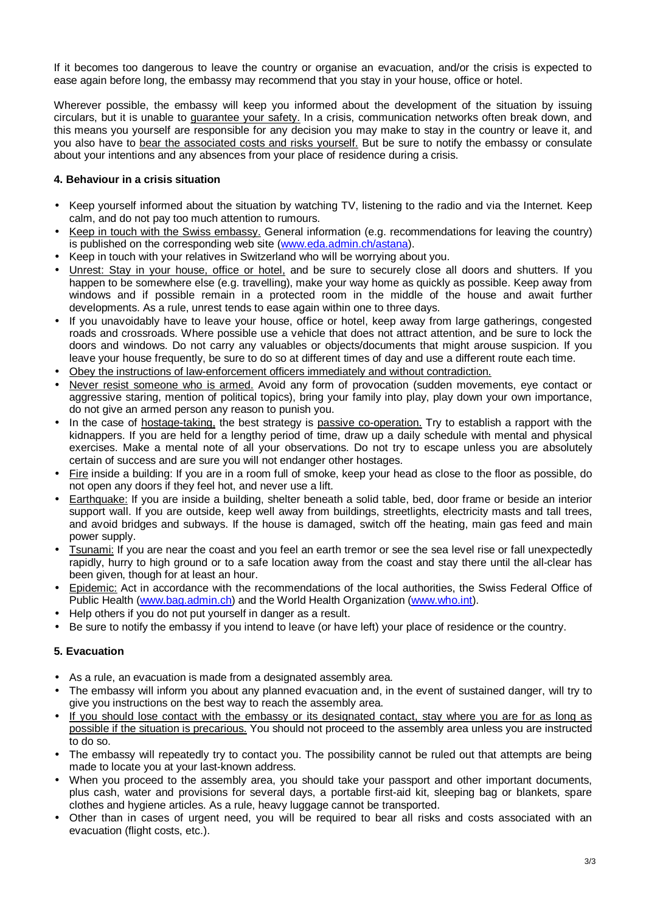If it becomes too dangerous to leave the country or organise an evacuation, and/or the crisis is expected to ease again before long, the embassy may recommend that you stay in your house, office or hotel.

Wherever possible, the embassy will keep you informed about the development of the situation by issuing circulars, but it is unable to guarantee your safety. In a crisis, communication networks often break down, and this means you yourself are responsible for any decision you may make to stay in the country or leave it, and you also have to bear the associated costs and risks yourself. But be sure to notify the embassy or consulate about your intentions and any absences from your place of residence during a crisis.

#### 4. Behaviour in a crisis situation

- Keep yourself informed about the situation by watching TV, listening to the radio and via the Internet. Keep calm, and do not pay too much attention to rumours.
- Keep in touch with the Swiss embassy. General information (e.g. recommendations for leaving the country) is published on the corresponding web site (www.eda.admin.ch/astana).
- Keep in touch with your relatives in Switzerland who will be worrying about you.
- Unrest: Stay in your house, office or hotel, and be sure to securely close all doors and shutters. If you happen to be somewhere else (e.g. travelling), make your way home as quickly as possible. Keep away from windows and if possible remain in a protected room in the middle of the house and await further developments. As a rule, unrest tends to ease again within one to three days.
- If you unavoidably have to leave your house, office or hotel, keep away from large gatherings, congested roads and crossroads. Where possible use a vehicle that does not attract attention, and be sure to lock the doors and windows. Do not carry any valuables or objects/documents that might arouse suspicion. If you leave your house frequently, be sure to do so at different times of day and use a different route each time.
- Obey the instructions of law-enforcement officers immediately and without contradiction.
- Never resist someone who is armed. Avoid any form of provocation (sudden movements, eye contact or aggressive staring, mention of political topics), bring your family into play, play down your own importance, do not give an armed person any reason to punish you.
- In the case of hostage-taking, the best strategy is passive co-operation. Try to establish a rapport with the kidnappers. If you are held for a lengthy period of time, draw up a daily schedule with mental and physical exercises. Make a mental note of all your observations. Do not try to escape unless you are absolutely certain of success and are sure you will not endanger other hostages.
- Fire inside a building: If you are in a room full of smoke, keep your head as close to the floor as possible, do not open any doors if they feel hot, and never use a lift.
- Earthquake: If you are inside a building, shelter beneath a solid table, bed, door frame or beside an interior support wall. If you are outside, keep well away from buildings, streetlights, electricity masts and tall trees, and avoid bridges and subways. If the house is damaged, switch off the heating, main gas feed and main power supply.
- Tsunami: If you are near the coast and you feel an earth tremor or see the sea level rise or fall unexpectedly rapidly, hurry to high ground or to a safe location away from the coast and stay there until the all-clear has been given, though for at least an hour.
- Epidemic: Act in accordance with the recommendations of the local authorities, the Swiss Federal Office of Public Health (www.bag.admin.ch) and the World Health Organization (www.who.int).
- Help others if you do not put yourself in danger as a result.
- Be sure to notify the embassy if you intend to leave (or have left) your place of residence or the country.

#### 5. Evacuation

- As a rule, an evacuation is made from a designated assembly area.
- The embassy will inform you about any planned evacuation and, in the event of sustained danger, will try to give you instructions on the best way to reach the assembly area.
- If you should lose contact with the embassy or its designated contact, stay where you are for as long as possible if the situation is precarious. You should not proceed to the assembly area unless you are instructed to do so.
- The embassy will repeatedly try to contact you. The possibility cannot be ruled out that attempts are being made to locate you at your last-known address.
- When you proceed to the assembly area, you should take your passport and other important documents, plus cash, water and provisions for several days, a portable first-aid kit, sleeping bag or blankets, spare clothes and hygiene articles. As a rule, heavy luggage cannot be transported.
- Other than in cases of urgent need, you will be required to bear all risks and costs associated with an evacuation (flight costs, etc.).